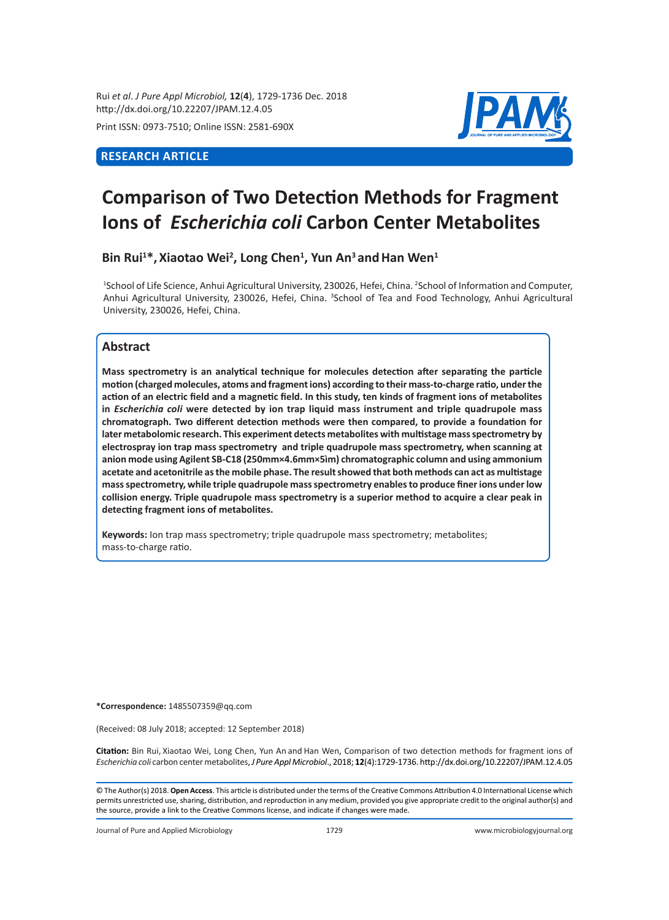RESEARCH ARTICLE

# Comparison of Two Detection Methods for Fragment Ions of *Escherichia coli* Carbon Center Metabolites

**Bin Rui[1]*, Xiaotao Wei[2], Long Chen[1], Yun An[3] and Han Wen[1]**

[1]School of Life Science, Anhui Agricultural University, 230026, Hefei, China. [2]School of Information and Computer, Anhui Agricultural University, 230026, Hefei, China. [3]School of Tea and Food Technology, Anhui Agricultural University, 230026, Hefei, China.

## Abstract

**Mass spectrometry is an analytical technique for molecules detection after separating the particle motion (charged molecules, atoms and fragment ions) according to their mass-to-charge ratio, under the action of an electric field and a magnetic field. In this study, ten kinds of fragment ions of metabolites in *Escherichia coli* were detected by ion trap liquid mass instrument and triple quadrupole mass chromatograph. Two different detection methods were then compared, to provide a foundation for later metabolomic research. This experiment detects metabolites with multistage mass spectrometry by electrospray ion trap mass spectrometry and triple quadrupole mass spectrometry, when scanning at anion mode using Agilent SB-C18 (250mm×4.6mm×5im) chromatographic column and using ammonium acetate and acetonitrile as the mobile phase. The result showed that both methods can act as multistage mass spectrometry, while triple quadrupole mass spectrometry enables to produce finer ions under low collision energy. Triple quadrupole mass spectrometry is a superior method to acquire a clear peak in detecting fragment ions of metabolites.**

**Keywords:** Ion trap mass spectrometry; triple quadrupole mass spectrometry; metabolites; mass-to-charge ratio.

**\*Correspondence:** 1485507359@qq.com

(Received: 08 July 2018; accepted: 12 September 2018)

**Citation:** Bin Rui, Xiaotao Wei, Long Chen, Yun An and Han Wen, Comparison of two detection methods for fragment ions of *Escherichia coli* carbon center metabolites, *J Pure Appl Microbiol*., 2018; **12**(4):1729-1736. http://dx.doi.org/10.22207/JPAM.12.4.05

© The Author(s) 2018. **Open Access**. This article is distributed under the terms of the Creative Commons Attribution 4.0 International License which permits unrestricted use, sharing, distribution, and reproduction in any medium, provided you give appropriate credit to the original author(s) and the source, provide a link to the Creative Commons license, and indicate if changes were made.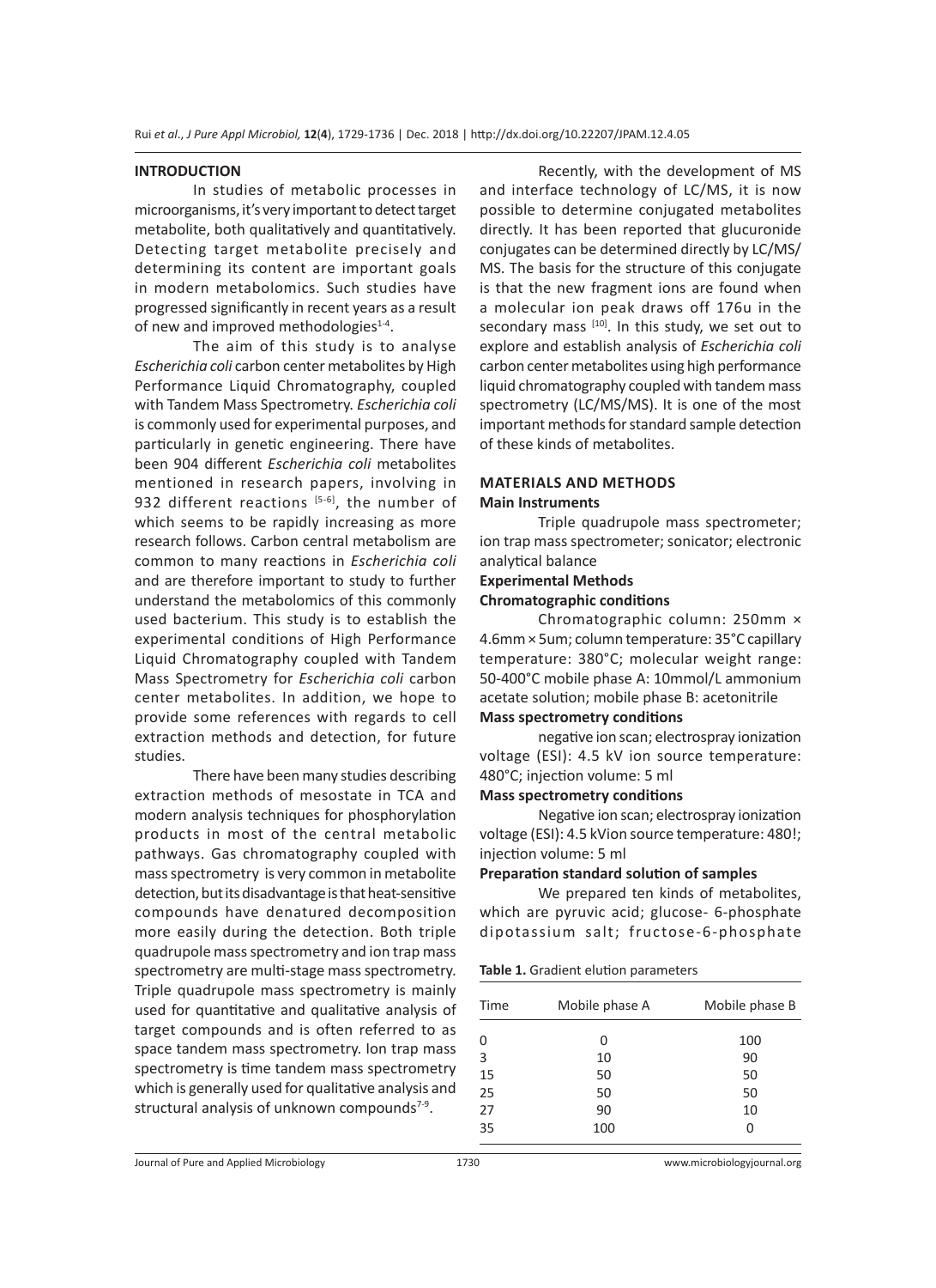## INTRODUCTION

In studies of metabolic processes in microorganisms, it's very important to detect target metabolite, both qualitatively and quantitatively. Detecting target metabolite precisely and determining its content are important goals in modern metabolomics. Such studies have progressed significantly in recent years as a result of new and improved methodologies[1-4].

The aim of this study is to analyse *Escherichia coli* carbon center metabolites by High Performance Liquid Chromatography, coupled with Tandem Mass Spectrometry. *Escherichia coli* is commonly used for experimental purposes, and particularly in genetic engineering. There have been 904 different *Escherichia coli* metabolites mentioned in research papers, involving in 932 different reactions [5-6], the number of which seems to be rapidly increasing as more research follows. Carbon central metabolism are common to many reactions in *Escherichia coli* and are therefore important to study to further understand the metabolomics of this commonly used bacterium. This study is to establish the experimental conditions of High Performance Liquid Chromatography coupled with Tandem Mass Spectrometry for *Escherichia coli* carbon center metabolites. In addition, we hope to provide some references with regards to cell extraction methods and detection, for future studies.

There have been many studies describing extraction methods of mesostate in TCA and modern analysis techniques for phosphorylation products in most of the central metabolic pathways. Gas chromatography coupled with mass spectrometry is very common in metabolite detection, but its disadvantage is that heat-sensitive compounds have denatured decomposition more easily during the detection. Both triple quadrupole mass spectrometry and ion trap mass spectrometry are multi-stage mass spectrometry. Triple quadrupole mass spectrometry is mainly used for quantitative and qualitative analysis of target compounds and is often referred to as space tandem mass spectrometry. Ion trap mass spectrometry is time tandem mass spectrometry which is generally used for qualitative analysis and structural analysis of unknown compounds[7-9].

Recently, with the development of MS and interface technology of LC/MS, it is now possible to determine conjugated metabolites directly. It has been reported that glucuronide conjugates can be determined directly by LC/MS/MS. The basis for the structure of this conjugate is that the new fragment ions are found when a molecular ion peak draws off 176u in the secondary mass [10]. In this study, we set out to explore and establish analysis of *Escherichia coli* carbon center metabolites using high performance liquid chromatography coupled with tandem mass spectrometry (LC/MS/MS). It is one of the most important methods for standard sample detection of these kinds of metabolites.

## MATERIALS AND METHODS

### Main Instruments

Triple quadrupole mass spectrometer; ion trap mass spectrometer; sonicator; electronic analytical balance

### Experimental Methods

#### Chromatographic conditions

Chromatographic column: 250mm × 4.6mm × 5um; column temperature: 35°C capillary temperature: 380°C; molecular weight range: 50-400°C mobile phase A: 10mmol/L ammonium acetate solution; mobile phase B: acetonitrile

#### Mass spectrometry conditions

negative ion scan; electrospray ionization voltage (ESI): 4.5 kV ion source temperature: 480°C; injection volume: 5 ml

#### Mass spectrometry conditions

Negative ion scan; electrospray ionization voltage (ESI): 4.5 kVion source temperature: 480!; injection volume: 5 ml

#### Preparation standard solution of samples

We prepared ten kinds of metabolites, which are pyruvic acid; glucose- 6-phosphate dipotassium salt; fructose-6-phosphate

**Table 1.** Gradient elution parameters

| Time | Mobile phase A | Mobile phase B |
|---|---|---|
| 0 | 0 | 100 |
| 3 | 10 | 90 |
| 15 | 50 | 50 |
| 25 | 50 | 50 |
| 27 | 90 | 10 |
| 35 | 100 | 0 |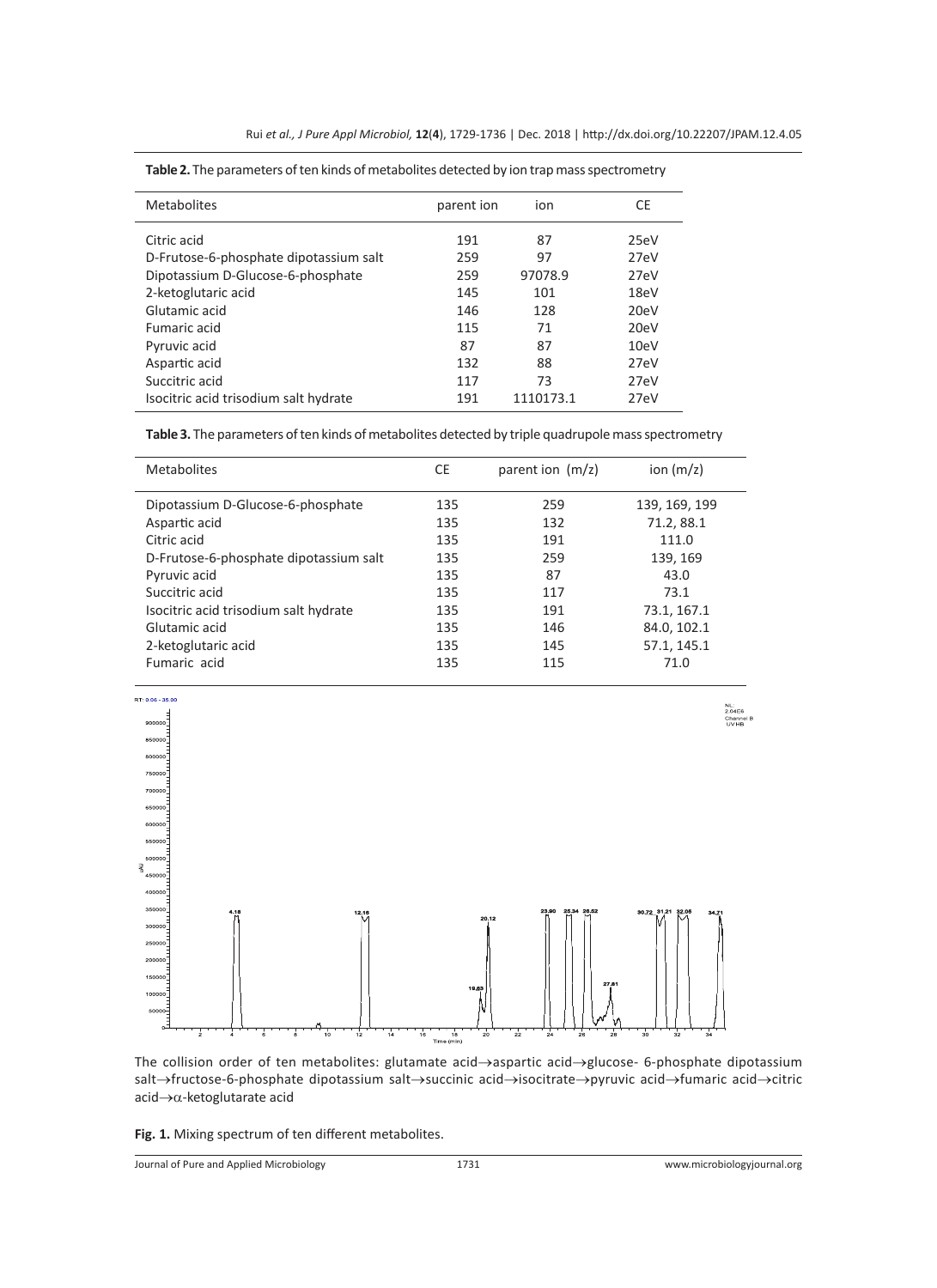**Table 2.** The parameters of ten kinds of metabolites detected by ion trap mass spectrometry

| Metabolites | parent ion | ion | CE |
|---|---|---|---|
| Citric acid | 191 | 87 | 25eV |
| D-Frutose-6-phosphate dipotassium salt | 259 | 97 | 27eV |
| Dipotassium D-Glucose-6-phosphate | 259 | 97078.9 | 27eV |
| 2-ketoglutaric acid | 145 | 101 | 18eV |
| Glutamic acid | 146 | 128 | 20eV |
| Fumaric acid | 115 | 71 | 20eV |
| Pyruvic acid | 87 | 87 | 10eV |
| Aspartic acid | 132 | 88 | 27eV |
| Succitric acid | 117 | 73 | 27eV |
| Isocitric acid trisodium salt hydrate | 191 | 1110173.1 | 27eV |

**Table 3.** The parameters of ten kinds of metabolites detected by triple quadrupole mass spectrometry

| Metabolites | CE | parent ion (m/z) | ion (m/z) |
|---|---|---|---|
| Dipotassium D-Glucose-6-phosphate | 135 | 259 | 139, 169, 199 |
| Aspartic acid | 135 | 132 | 71.2, 88.1 |
| Citric acid | 135 | 191 | 111.0 |
| D-Frutose-6-phosphate dipotassium salt | 135 | 259 | 139, 169 |
| Pyruvic acid | 135 | 87 | 43.0 |
| Succitric acid | 135 | 117 | 73.1 |
| Isocitric acid trisodium salt hydrate | 135 | 191 | 73.1, 167.1 |
| Glutamic acid | 135 | 146 | 84.0, 102.1 |
| 2-ketoglutaric acid | 135 | 145 | 57.1, 145.1 |
| Fumaric acid | 135 | 115 | 71.0 |

The collision order of ten metabolites: glutamate acid→aspartic acid→glucose- 6-phosphate dipotassium salt→fructose-6-phosphate dipotassium salt→succinic acid→isocitrate→pyruvic acid→fumaric acid→citric acid→$\alpha$-ketoglutarate acid

**Fig. 1.** Mixing spectrum of ten different metabolites.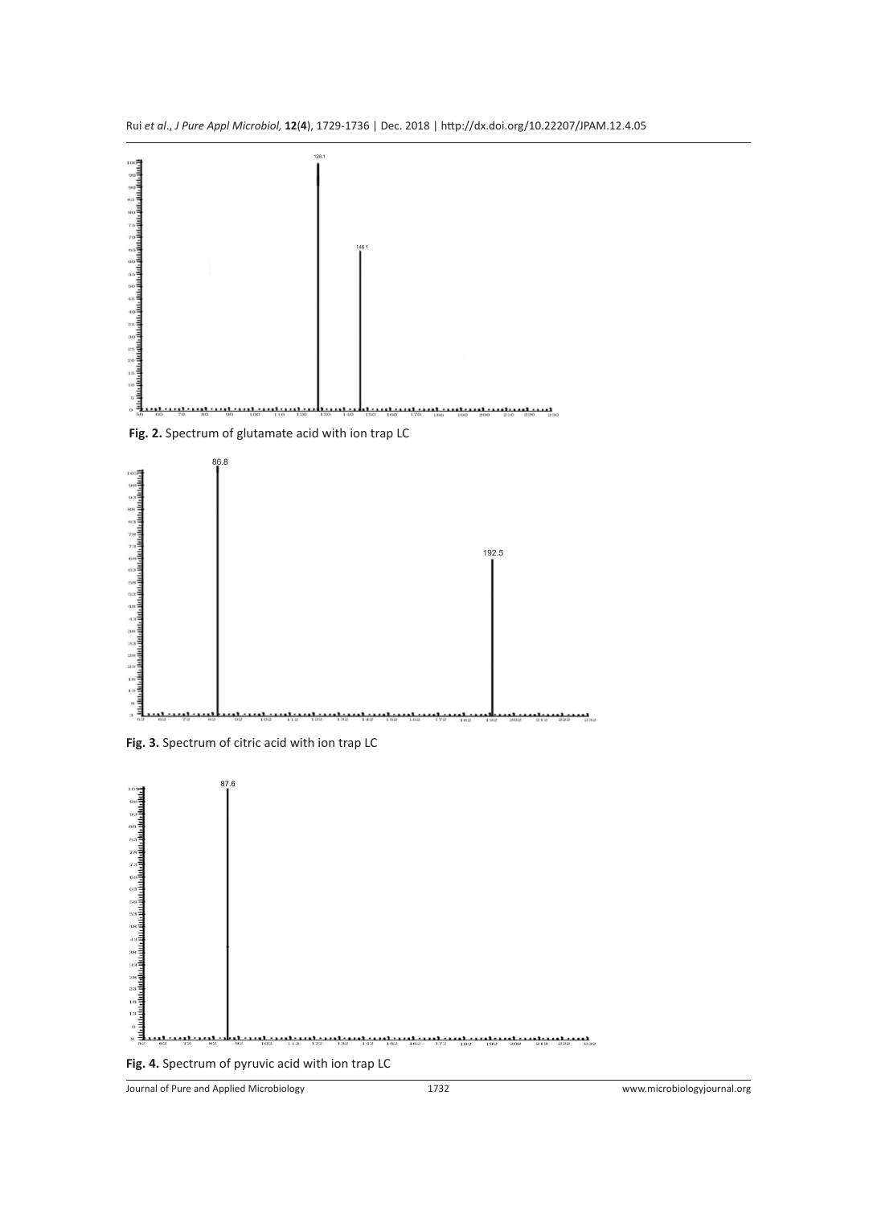**Fig. 2.** Spectrum of glutamate acid with ion trap LC

**Fig. 3.** Spectrum of citric acid with ion trap LC

**Fig. 4.** Spectrum of pyruvic acid with ion trap LC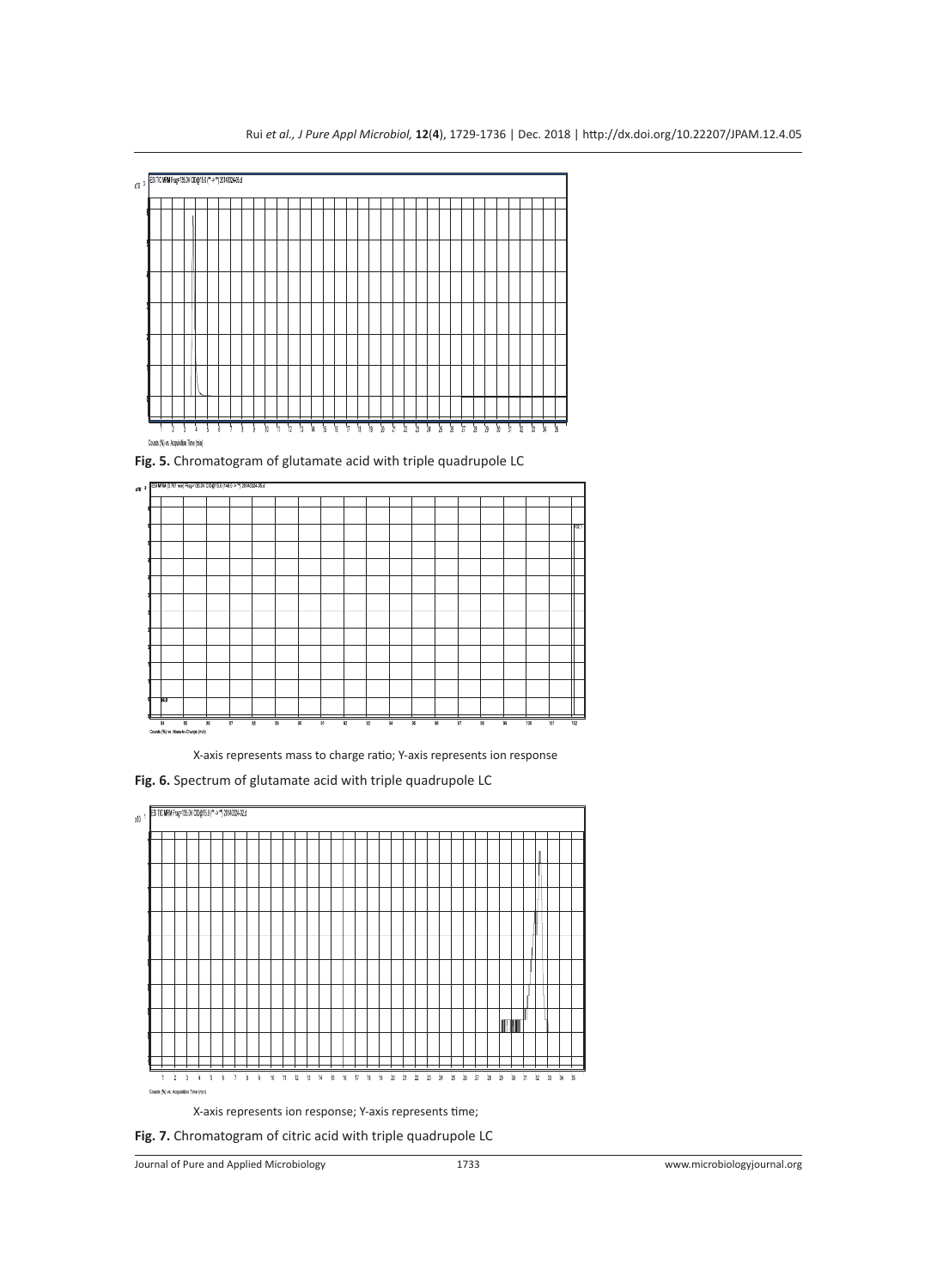**Fig. 5.** Chromatogram of glutamate acid with triple quadrupole LC

X-axis represents mass to charge ratio; Y-axis represents ion response

**Fig. 6.** Spectrum of glutamate acid with triple quadrupole LC

X-axis represents ion response; Y-axis represents time;

**Fig. 7.** Chromatogram of citric acid with triple quadrupole LC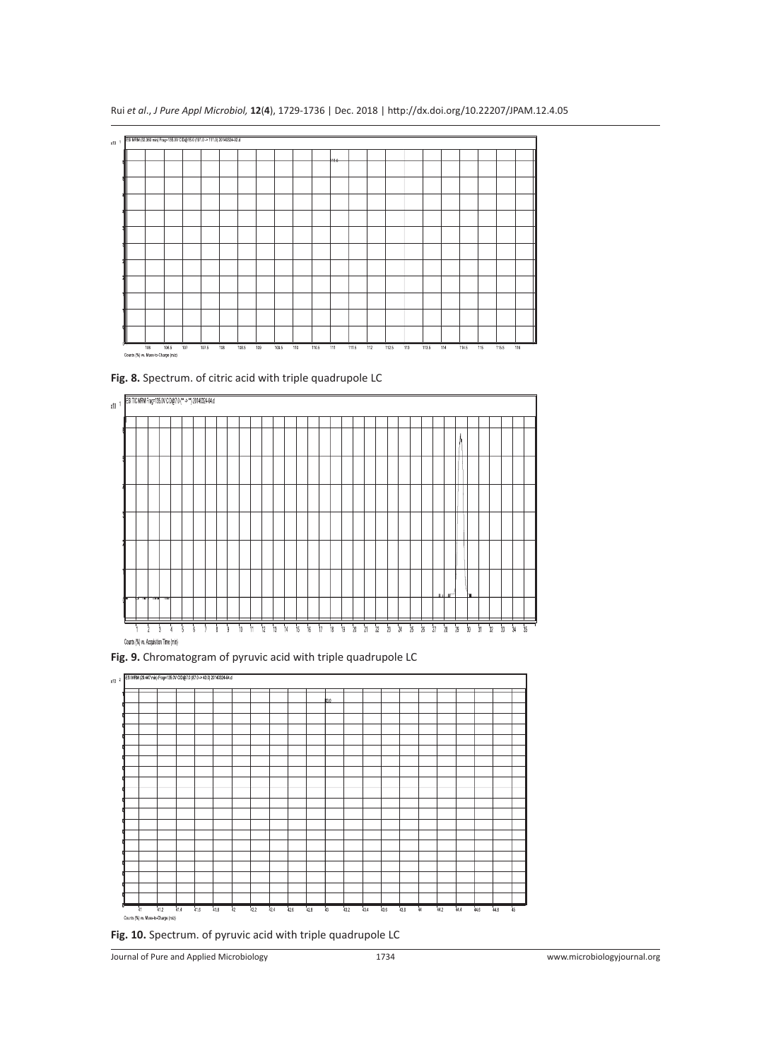Fig. 8. Spectrum. of citric acid with triple quadrupole LC

Fig. 9. Chromatogram of pyruvic acid with triple quadrupole LC

Fig. 10. Spectrum. of pyruvic acid with triple quadrupole LC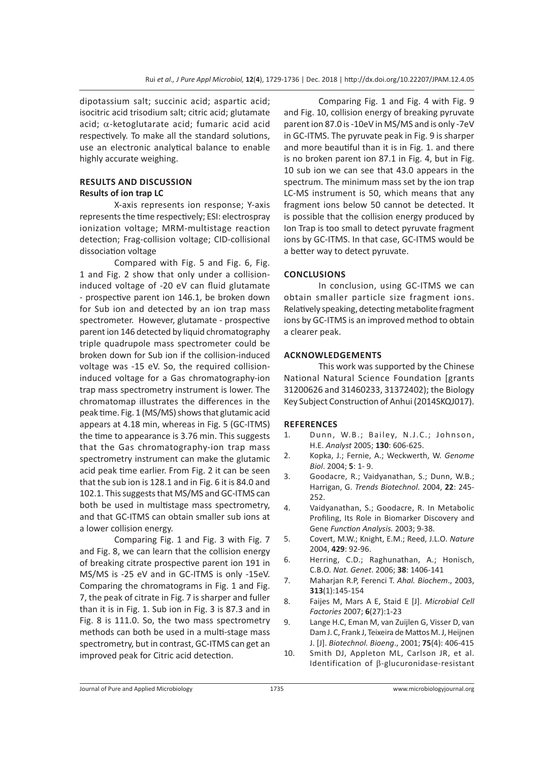dipotassium salt; succinic acid; aspartic acid; isocitric acid trisodium salt; citric acid; glutamate acid; α-ketoglutarate acid; fumaric acid acid respectively. To make all the standard solutions, use an electronic analytical balance to enable highly accurate weighing.

## RESULTS AND DISCUSSION

### Results of ion trap LC

X-axis represents ion response; Y-axis represents the time respectively; ESI: electrospray ionization voltage; MRM-multistage reaction detection; Frag-collision voltage; CID-collisional dissociation voltage

Compared with Fig. 5 and Fig. 6, Fig. 1 and Fig. 2 show that only under a collision-induced voltage of -20 eV can fluid glutamate - prospective parent ion 146.1, be broken down for Sub ion and detected by an ion trap mass spectrometer. However, glutamate - prospective parent ion 146 detected by liquid chromatography triple quadrupole mass spectrometer could be broken down for Sub ion if the collision-induced voltage was -15 eV. So, the required collision-induced voltage for a Gas chromatography-ion trap mass spectrometry instrument is lower. The chromatomap illustrates the differences in the peak time. Fig. 1 (MS/MS) shows that glutamic acid appears at 4.18 min, whereas in Fig. 5 (GC-ITMS) the time to appearance is 3.76 min. This suggests that the Gas chromatography-ion trap mass spectrometry instrument can make the glutamic acid peak time earlier. From Fig. 2 it can be seen that the sub ion is 128.1 and in Fig. 6 it is 84.0 and 102.1. This suggests that MS/MS and GC-ITMS can both be used in multistage mass spectrometry, and that GC-ITMS can obtain smaller sub ions at a lower collision energy.

Comparing Fig. 1 and Fig. 3 with Fig. 7 and Fig. 8, we can learn that the collision energy of breaking citrate prospective parent ion 191 in MS/MS is -25 eV and in GC-ITMS is only -15eV. Comparing the chromatograms in Fig. 1 and Fig. 7, the peak of citrate in Fig. 7 is sharper and fuller than it is in Fig. 1. Sub ion in Fig. 3 is 87.3 and in Fig. 8 is 111.0. So, the two mass spectrometry methods can both be used in a multi-stage mass spectrometry, but in contrast, GC-ITMS can get an improved peak for Citric acid detection.

Comparing Fig. 1 and Fig. 4 with Fig. 9 and Fig. 10, collision energy of breaking pyruvate parent ion 87.0 is -10eV in MS/MS and is only -7eV in GC-ITMS. The pyruvate peak in Fig. 9 is sharper and more beautiful than it is in Fig. 1. and there is no broken parent ion 87.1 in Fig. 4, but in Fig. 10 sub ion we can see that 43.0 appears in the spectrum. The minimum mass set by the ion trap LC-MS instrument is 50, which means that any fragment ions below 50 cannot be detected. It is possible that the collision energy produced by Ion Trap is too small to detect pyruvate fragment ions by GC-ITMS. In that case, GC-ITMS would be a better way to detect pyruvate.

## CONCLUSIONS

In conclusion, using GC-ITMS we can obtain smaller particle size fragment ions. Relatively speaking, detecting metabolite fragment ions by GC-ITMS is an improved method to obtain a clearer peak.

## ACKNOWLEDGEMENTS

This work was supported by the Chinese National Natural Science Foundation [grants 31200626 and 31460233, 31372402); the Biology Key Subject Construction of Anhui (2014SKQJ017).

## REFERENCES

1. Dunn, W.B.; Bailey, N.J.C.; Johnson, H.E. *Analyst* 2005; **130**: 606-625.
2. Kopka, J.; Fernie, A.; Weckwerth, W. *Genome Biol*. 2004; **5**: 1- 9.
3. Goodacre, R.; Vaidyanathan, S.; Dunn, W.B.; Harrigan, G. *Trends Biotechnol*. 2004, **22**: 245-252.
4. Vaidyanathan, S.; Goodacre, R. In Metabolic Profiling, Its Role in Biomarker Discovery and Gene *Function Analysis.* 2003; 9-38.
5. Covert, M.W.; Knight, E.M.; Reed, J.L.O. *Nature* 2004, **429**: 92-96.
6. Herring, C.D.; Raghunathan, A.; Honisch, C.B.O. *Nat. Genet*. 2006; **38**: 1406-141
7. Maharjan R.P, Ferenci T. *Ahal. Biochem*., 2003, **313**(1):145-154
8. Faijes M, Mars A E, Staid E [J]. *Microbial Cell Factories* 2007; **6**(27):1-23
9. Lange H.C, Eman M, van Zuijlen G, Visser D, van Dam J. C, Frank J, Teixeira de Mattos M. J, Heijnen J. [J]. *Biotechnol. Bioeng*., 2001; **75**(4): 406-415
10. Smith DJ, Appleton ML, Carlson JR, et al. Identification of β-glucuronidase-resistant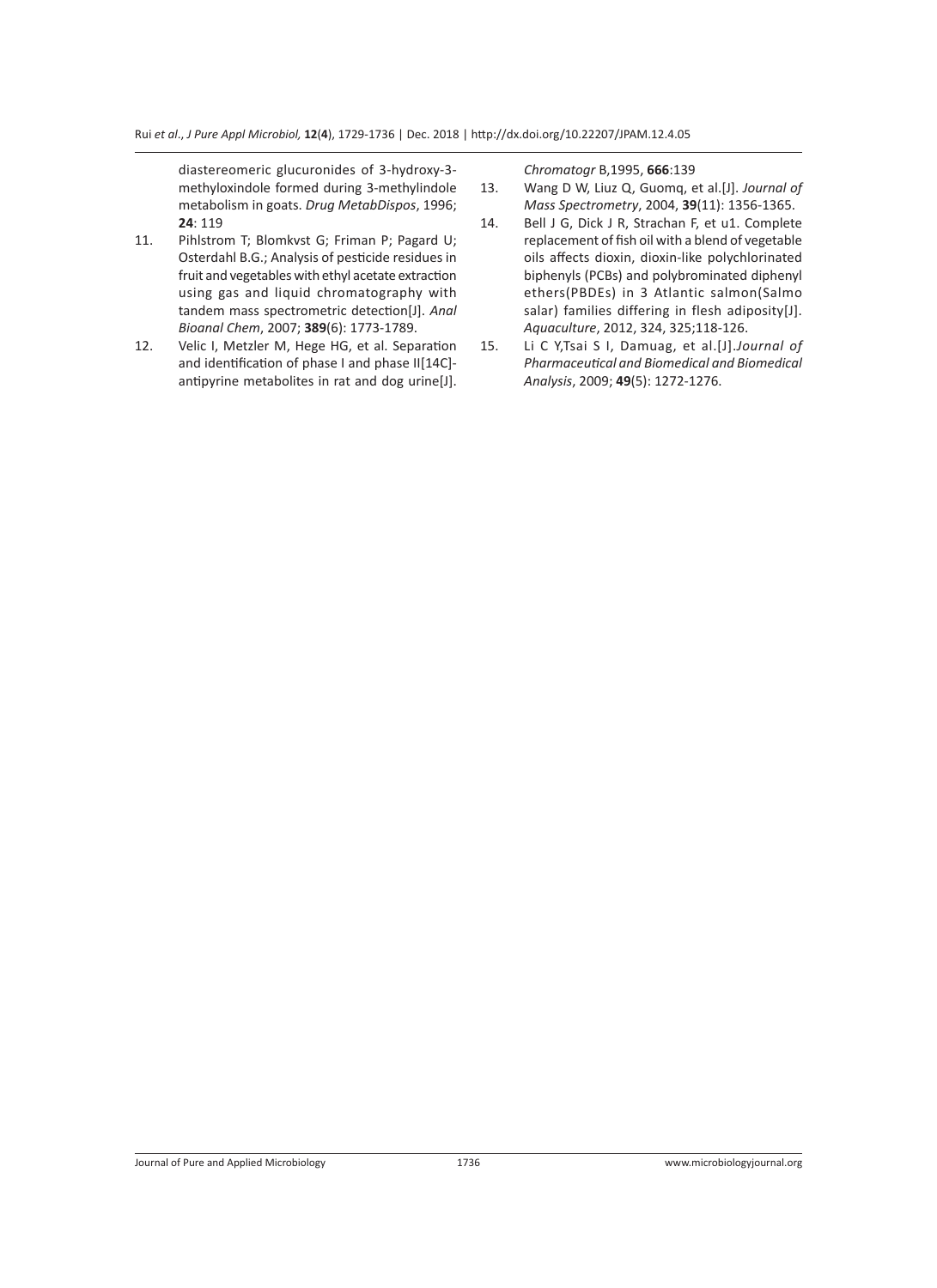diastereomeric glucuronides of 3-hydroxy-3-methyloxindole formed during 3-methylindole metabolism in goats. *Drug MetabDispos*, 1996; **24**: 119

11. Pihlstrom T; Blomkvst G; Friman P; Pagard U; Osterdahl B.G.; Analysis of pesticide residues in fruit and vegetables with ethyl acetate extraction using gas and liquid chromatography with tandem mass spectrometric detection[J]. *Anal Bioanal Chem*, 2007; **389**(6): 1773-1789.
12. Velic I, Metzler M, Hege HG, et al. Separation and identification of phase I and phase II[14C]-antipyrine metabolites in rat and dog urine[J]. *Chromatogr* B,1995, **666**:139
13. Wang D W, Liuz Q, Guomq, et al.[J]. *Journal of Mass Spectrometry*, 2004, **39**(11): 1356-1365.
14. Bell J G, Dick J R, Strachan F, et u1. Complete replacement of fish oil with a blend of vegetable oils affects dioxin, dioxin-like polychlorinated biphenyls (PCBs) and polybrominated diphenyl ethers(PBDEs) in 3 Atlantic salmon(Salmo salar) families differing in flesh adiposity[J]. *Aquaculture*, 2012, 324, 325;118-126.
15. Li C Y,Tsai S I, Damuag, et al.[J].*Journal of Pharmaceutical and Biomedical and Biomedical Analysis*, 2009; **49**(5): 1272-1276.